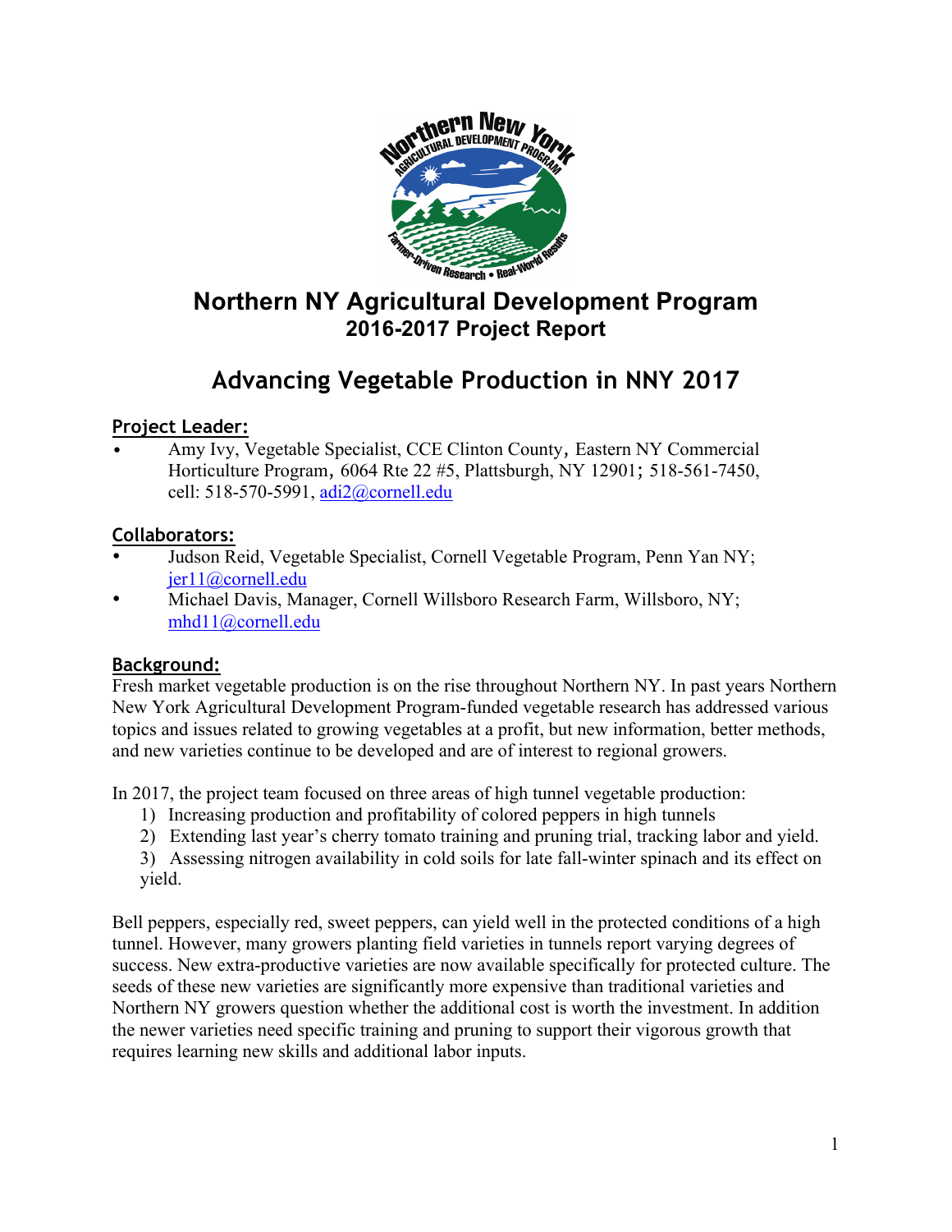# Northern NY Agricultural Development Program
## 2016-2017 Project Report

# Advancing Vegetable Production in NNY 2017

## Project Leader:

- Amy Ivy, Vegetable Specialist, CCE Clinton County, Eastern NY Commercial Horticulture Program, 6064 Rte 22 #5, Plattsburgh, NY 12901; 518-561-7450, cell: 518-570-5991, adi2@cornell.edu

## Collaborators:

- Judson Reid, Vegetable Specialist, Cornell Vegetable Program, Penn Yan NY; jer11@cornell.edu
- Michael Davis, Manager, Cornell Willsboro Research Farm, Willsboro, NY; mhd11@cornell.edu

## Background:

Fresh market vegetable production is on the rise throughout Northern NY. In past years Northern New York Agricultural Development Program-funded vegetable research has addressed various topics and issues related to growing vegetables at a profit, but new information, better methods, and new varieties continue to be developed and are of interest to regional growers.

In 2017, the project team focused on three areas of high tunnel vegetable production:

1) Increasing production and profitability of colored peppers in high tunnels
2) Extending last year's cherry tomato training and pruning trial, tracking labor and yield.
3) Assessing nitrogen availability in cold soils for late fall-winter spinach and its effect on yield.

Bell peppers, especially red, sweet peppers, can yield well in the protected conditions of a high tunnel. However, many growers planting field varieties in tunnels report varying degrees of success. New extra-productive varieties are now available specifically for protected culture. The seeds of these new varieties are significantly more expensive than traditional varieties and Northern NY growers question whether the additional cost is worth the investment. In addition the newer varieties need specific training and pruning to support their vigorous growth that requires learning new skills and additional labor inputs.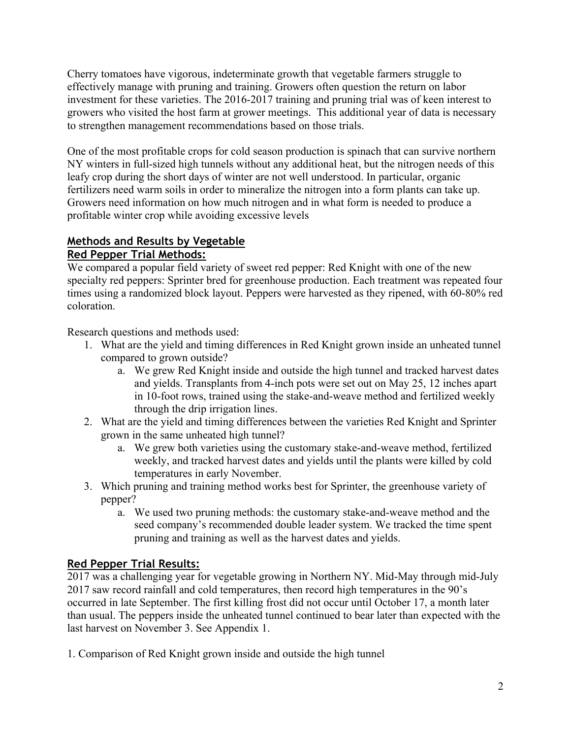Cherry tomatoes have vigorous, indeterminate growth that vegetable farmers struggle to effectively manage with pruning and training. Growers often question the return on labor investment for these varieties. The 2016-2017 training and pruning trial was of keen interest to growers who visited the host farm at grower meetings. This additional year of data is necessary to strengthen management recommendations based on those trials.

One of the most profitable crops for cold season production is spinach that can survive northern NY winters in full-sized high tunnels without any additional heat, but the nitrogen needs of this leafy crop during the short days of winter are not well understood. In particular, organic fertilizers need warm soils in order to mineralize the nitrogen into a form plants can take up. Growers need information on how much nitrogen and in what form is needed to produce a profitable winter crop while avoiding excessive levels

## Methods and Results by Vegetable

### Red Pepper Trial Methods:

We compared a popular field variety of sweet red pepper: Red Knight with one of the new specialty red peppers: Sprinter bred for greenhouse production. Each treatment was repeated four times using a randomized block layout. Peppers were harvested as they ripened, with 60-80% red coloration.

Research questions and methods used:

1. What are the yield and timing differences in Red Knight grown inside an unheated tunnel compared to grown outside?
    a. We grew Red Knight inside and outside the high tunnel and tracked harvest dates and yields. Transplants from 4-inch pots were set out on May 25, 12 inches apart in 10-foot rows, trained using the stake-and-weave method and fertilized weekly through the drip irrigation lines.
2. What are the yield and timing differences between the varieties Red Knight and Sprinter grown in the same unheated high tunnel?
    a. We grew both varieties using the customary stake-and-weave method, fertilized weekly, and tracked harvest dates and yields until the plants were killed by cold temperatures in early November.
3. Which pruning and training method works best for Sprinter, the greenhouse variety of pepper?
    a. We used two pruning methods: the customary stake-and-weave method and the seed company's recommended double leader system. We tracked the time spent pruning and training as well as the harvest dates and yields.

### Red Pepper Trial Results:

2017 was a challenging year for vegetable growing in Northern NY. Mid-May through mid-July 2017 saw record rainfall and cold temperatures, then record high temperatures in the 90's occurred in late September. The first killing frost did not occur until October 17, a month later than usual. The peppers inside the unheated tunnel continued to bear later than expected with the last harvest on November 3. See Appendix 1.

1. Comparison of Red Knight grown inside and outside the high tunnel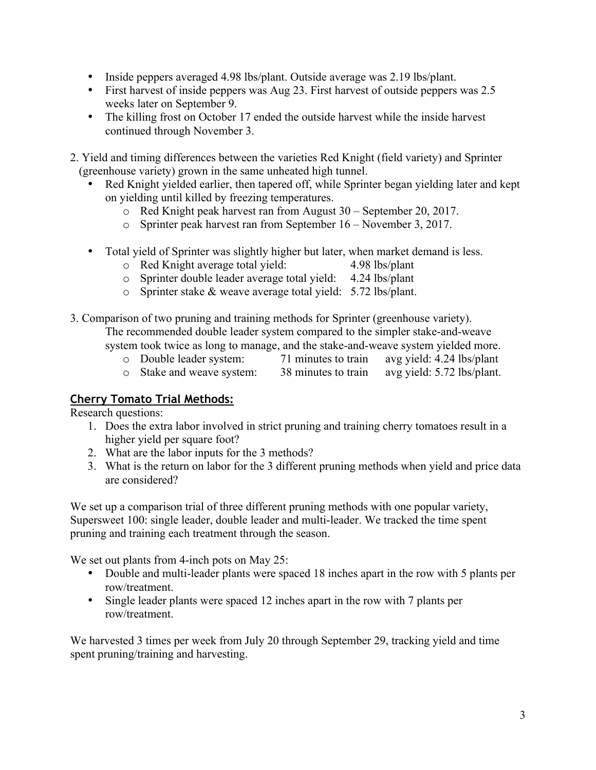- Inside peppers averaged 4.98 lbs/plant. Outside average was 2.19 lbs/plant.
- First harvest of inside peppers was Aug 23. First harvest of outside peppers was 2.5 weeks later on September 9.
- The killing frost on October 17 ended the outside harvest while the inside harvest continued through November 3.

2. Yield and timing differences between the varieties Red Knight (field variety) and Sprinter (greenhouse variety) grown in the same unheated high tunnel.
   - Red Knight yielded earlier, then tapered off, while Sprinter began yielding later and kept on yielding until killed by freezing temperatures.
     - Red Knight peak harvest ran from August 30 – September 20, 2017.
     - Sprinter peak harvest ran from September 16 – November 3, 2017.
   - Total yield of Sprinter was slightly higher but later, when market demand is less.
     - Red Knight average total yield: 4.98 lbs/plant
     - Sprinter double leader average total yield: 4.24 lbs/plant
     - Sprinter stake & weave average total yield: 5.72 lbs/plant.

3. Comparison of two pruning and training methods for Sprinter (greenhouse variety).
   The recommended double leader system compared to the simpler stake-and-weave system took twice as long to manage, and the stake-and-weave system yielded more.
     - Double leader system: 71 minutes to train avg yield: 4.24 lbs/plant
     - Stake and weave system: 38 minutes to train avg yield: 5.72 lbs/plant.

## Cherry Tomato Trial Methods:

Research questions:

1. Does the extra labor involved in strict pruning and training cherry tomatoes result in a higher yield per square foot?
2. What are the labor inputs for the 3 methods?
3. What is the return on labor for the 3 different pruning methods when yield and price data are considered?

We set up a comparison trial of three different pruning methods with one popular variety, Supersweet 100: single leader, double leader and multi-leader. We tracked the time spent pruning and training each treatment through the season.

We set out plants from 4-inch pots on May 25:

- Double and multi-leader plants were spaced 18 inches apart in the row with 5 plants per row/treatment.
- Single leader plants were spaced 12 inches apart in the row with 7 plants per row/treatment.

We harvested 3 times per week from July 20 through September 29, tracking yield and time spent pruning/training and harvesting.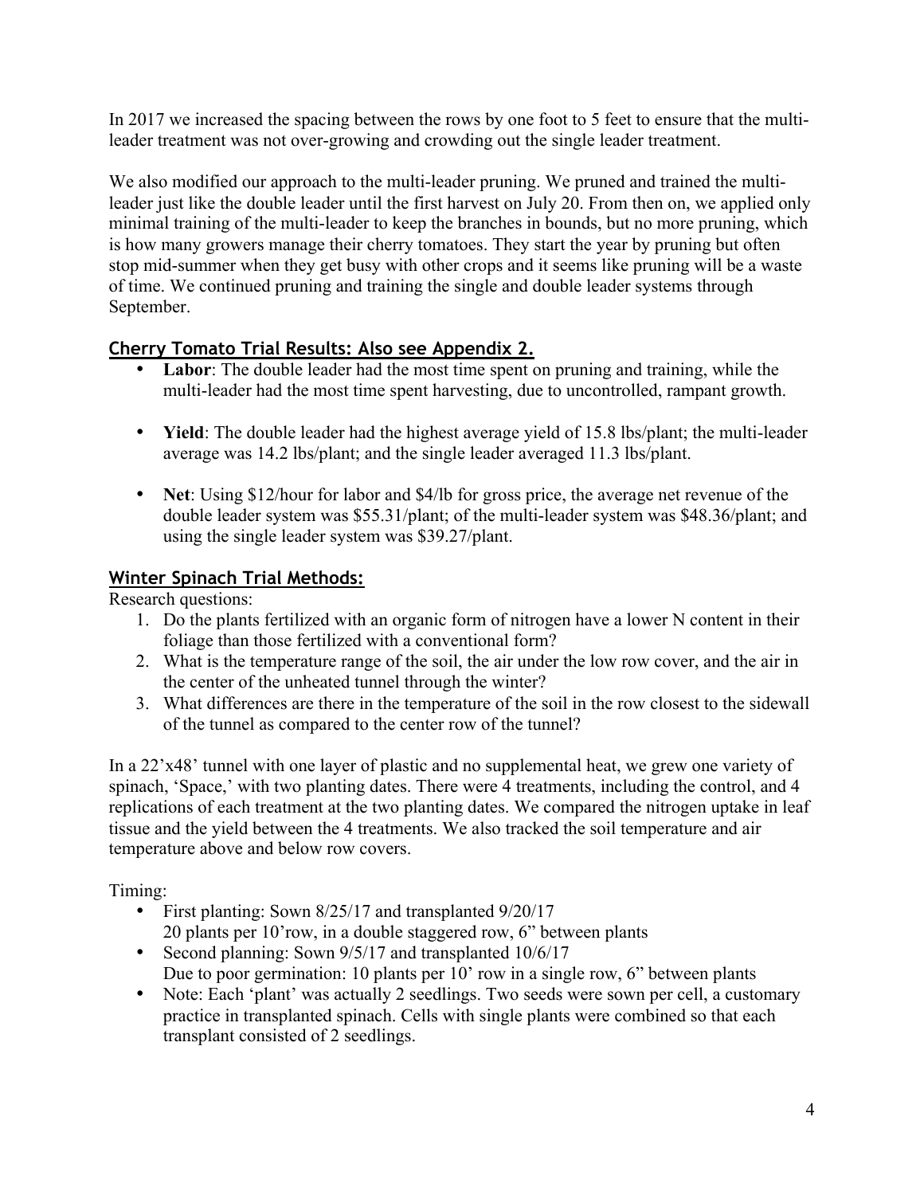In 2017 we increased the spacing between the rows by one foot to 5 feet to ensure that the multi-leader treatment was not over-growing and crowding out the single leader treatment.

We also modified our approach to the multi-leader pruning. We pruned and trained the multi-leader just like the double leader until the first harvest on July 20. From then on, we applied only minimal training of the multi-leader to keep the branches in bounds, but no more pruning, which is how many growers manage their cherry tomatoes. They start the year by pruning but often stop mid-summer when they get busy with other crops and it seems like pruning will be a waste of time. We continued pruning and training the single and double leader systems through September.

## Cherry Tomato Trial Results: Also see Appendix 2.

- **Labor**: The double leader had the most time spent on pruning and training, while the multi-leader had the most time spent harvesting, due to uncontrolled, rampant growth.
- **Yield**: The double leader had the highest average yield of 15.8 lbs/plant; the multi-leader average was 14.2 lbs/plant; and the single leader averaged 11.3 lbs/plant.
- **Net**: Using $12/hour for labor and $4/lb for gross price, the average net revenue of the double leader system was $55.31/plant; of the multi-leader system was $48.36/plant; and using the single leader system was $39.27/plant.

## Winter Spinach Trial Methods:

Research questions:

1. Do the plants fertilized with an organic form of nitrogen have a lower N content in their foliage than those fertilized with a conventional form?
2. What is the temperature range of the soil, the air under the low row cover, and the air in the center of the unheated tunnel through the winter?
3. What differences are there in the temperature of the soil in the row closest to the sidewall of the tunnel as compared to the center row of the tunnel?

In a 22'x48' tunnel with one layer of plastic and no supplemental heat, we grew one variety of spinach, 'Space,' with two planting dates. There were 4 treatments, including the control, and 4 replications of each treatment at the two planting dates. We compared the nitrogen uptake in leaf tissue and the yield between the 4 treatments. We also tracked the soil temperature and air temperature above and below row covers.

Timing:

- First planting: Sown 8/25/17 and transplanted 9/20/17
  20 plants per 10'row, in a double staggered row, 6" between plants
- Second planning: Sown 9/5/17 and transplanted 10/6/17
  Due to poor germination: 10 plants per 10' row in a single row, 6" between plants
- Note: Each 'plant' was actually 2 seedlings. Two seeds were sown per cell, a customary practice in transplanted spinach. Cells with single plants were combined so that each transplant consisted of 2 seedlings.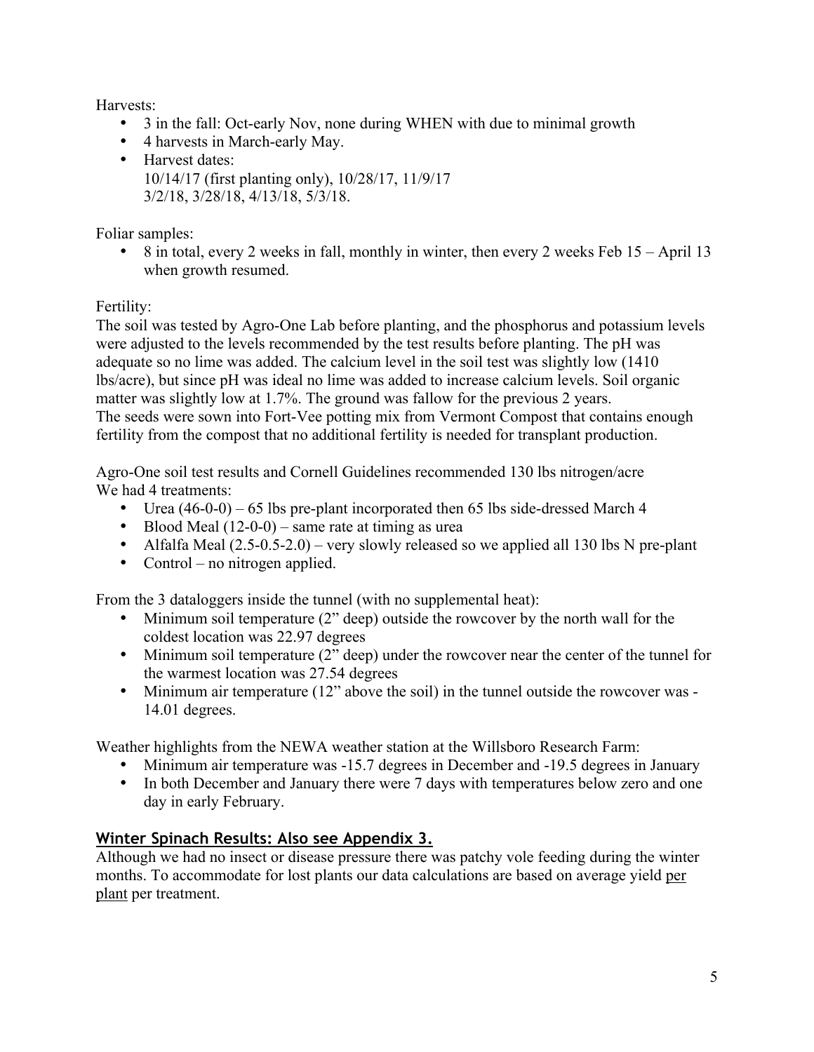Harvests:

- 3 in the fall: Oct-early Nov, none during WHEN with due to minimal growth
- 4 harvests in March-early May.
- Harvest dates:
  10/14/17 (first planting only), 10/28/17, 11/9/17
  3/2/18, 3/28/18, 4/13/18, 5/3/18.

Foliar samples:

- 8 in total, every 2 weeks in fall, monthly in winter, then every 2 weeks Feb 15 – April 13 when growth resumed.

Fertility:

The soil was tested by Agro-One Lab before planting, and the phosphorus and potassium levels were adjusted to the levels recommended by the test results before planting. The pH was adequate so no lime was added. The calcium level in the soil test was slightly low (1410 lbs/acre), but since pH was ideal no lime was added to increase calcium levels. Soil organic matter was slightly low at 1.7%. The ground was fallow for the previous 2 years.
The seeds were sown into Fort-Vee potting mix from Vermont Compost that contains enough fertility from the compost that no additional fertility is needed for transplant production.

Agro-One soil test results and Cornell Guidelines recommended 130 lbs nitrogen/acre
We had 4 treatments:

- Urea (46-0-0) – 65 lbs pre-plant incorporated then 65 lbs side-dressed March 4
- Blood Meal (12-0-0) – same rate at timing as urea
- Alfalfa Meal (2.5-0.5-2.0) – very slowly released so we applied all 130 lbs N pre-plant
- Control – no nitrogen applied.

From the 3 dataloggers inside the tunnel (with no supplemental heat):

- Minimum soil temperature (2" deep) outside the rowcover by the north wall for the coldest location was 22.97 degrees
- Minimum soil temperature (2" deep) under the rowcover near the center of the tunnel for the warmest location was 27.54 degrees
- Minimum air temperature (12" above the soil) in the tunnel outside the rowcover was -14.01 degrees.

Weather highlights from the NEWA weather station at the Willsboro Research Farm:

- Minimum air temperature was -15.7 degrees in December and -19.5 degrees in January
- In both December and January there were 7 days with temperatures below zero and one day in early February.

## Winter Spinach Results: Also see Appendix 3.

Although we had no insect or disease pressure there was patchy vole feeding during the winter months. To accommodate for lost plants our data calculations are based on average yield per plant per treatment.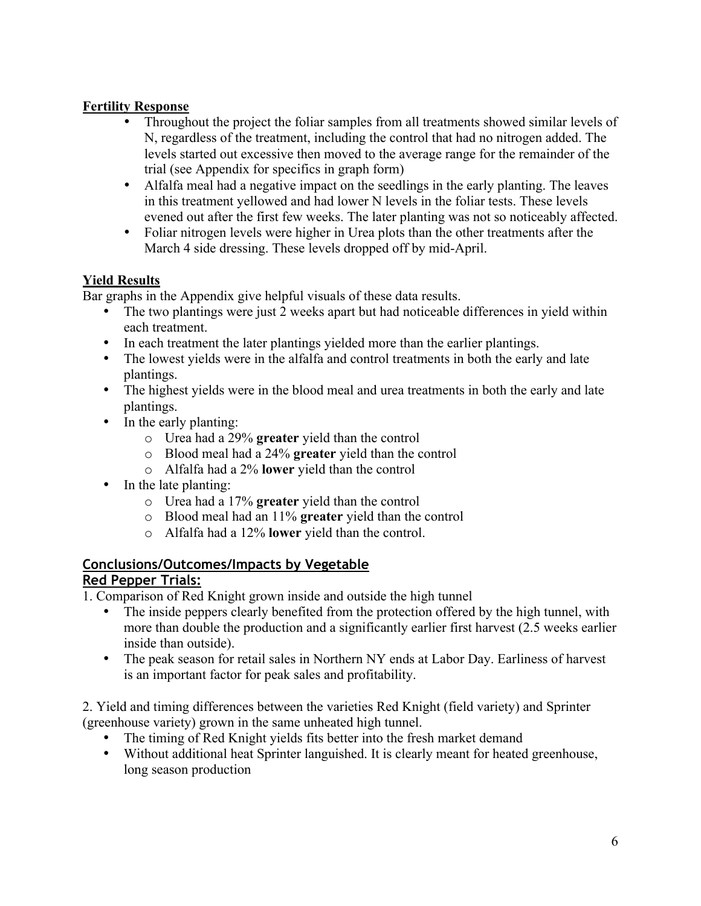**Fertility Response**

- Throughout the project the foliar samples from all treatments showed similar levels of N, regardless of the treatment, including the control that had no nitrogen added. The levels started out excessive then moved to the average range for the remainder of the trial (see Appendix for specifics in graph form)
- Alfalfa meal had a negative impact on the seedlings in the early planting. The leaves in this treatment yellowed and had lower N levels in the foliar tests. These levels evened out after the first few weeks. The later planting was not so noticeably affected.
- Foliar nitrogen levels were higher in Urea plots than the other treatments after the March 4 side dressing. These levels dropped off by mid-April.

**Yield Results**

Bar graphs in the Appendix give helpful visuals of these data results.

- The two plantings were just 2 weeks apart but had noticeable differences in yield within each treatment.
- In each treatment the later plantings yielded more than the earlier plantings.
- The lowest yields were in the alfalfa and control treatments in both the early and late plantings.
- The highest yields were in the blood meal and urea treatments in both the early and late plantings.
- In the early planting:
  - Urea had a 29% **greater** yield than the control
  - Blood meal had a 24% **greater** yield than the control
  - Alfalfa had a 2% **lower** yield than the control
- In the late planting:
  - Urea had a 17% **greater** yield than the control
  - Blood meal had an 11% **greater** yield than the control
  - Alfalfa had a 12% **lower** yield than the control.

## Conclusions/Outcomes/Impacts by Vegetable

### Red Pepper Trials:

1. Comparison of Red Knight grown inside and outside the high tunnel

- The inside peppers clearly benefited from the protection offered by the high tunnel, with more than double the production and a significantly earlier first harvest (2.5 weeks earlier inside than outside).
- The peak season for retail sales in Northern NY ends at Labor Day. Earliness of harvest is an important factor for peak sales and profitability.

2. Yield and timing differences between the varieties Red Knight (field variety) and Sprinter (greenhouse variety) grown in the same unheated high tunnel.

- The timing of Red Knight yields fits better into the fresh market demand
- Without additional heat Sprinter languished. It is clearly meant for heated greenhouse, long season production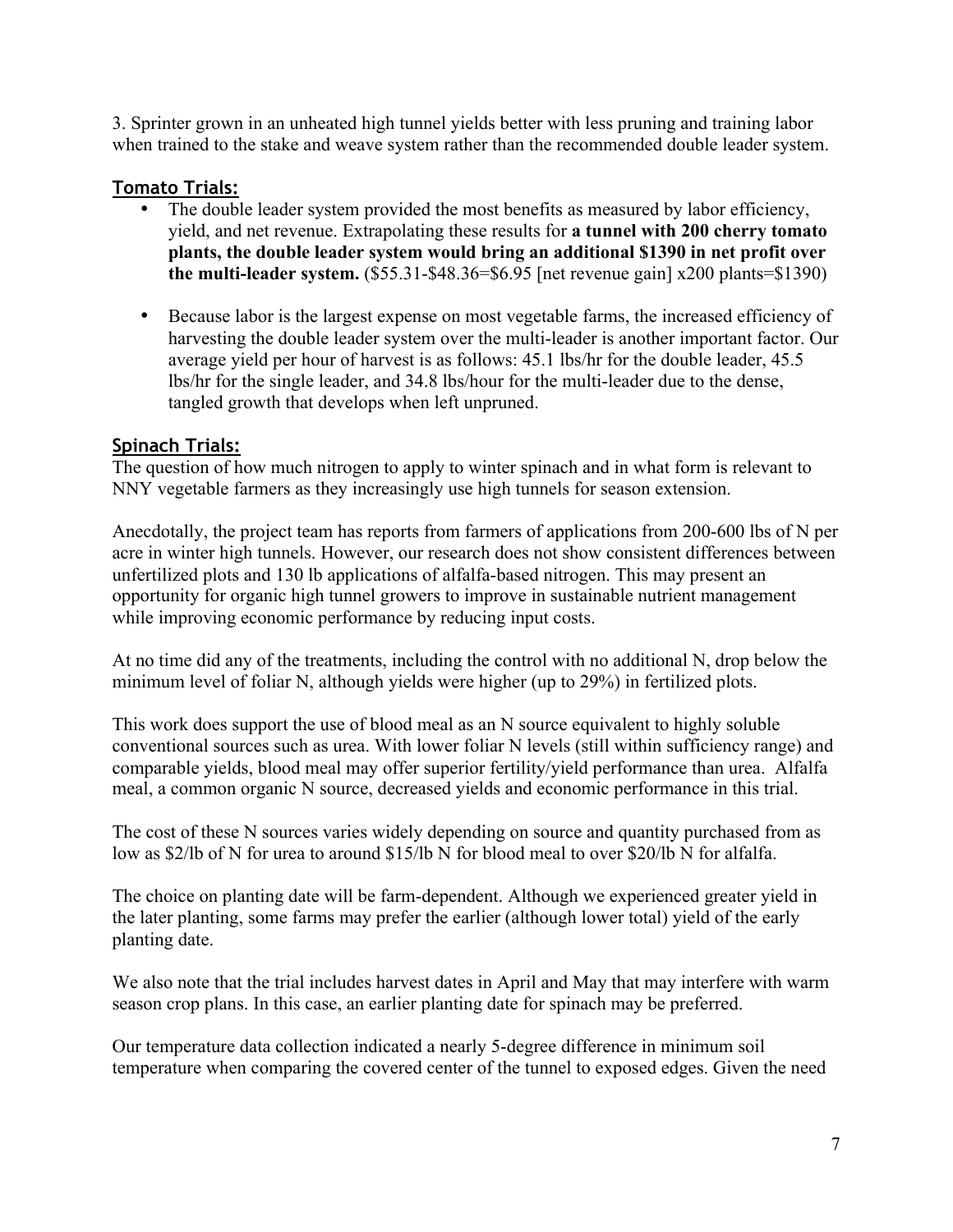3. Sprinter grown in an unheated high tunnel yields better with less pruning and training labor when trained to the stake and weave system rather than the recommended double leader system.

## Tomato Trials:

- The double leader system provided the most benefits as measured by labor efficiency, yield, and net revenue. Extrapolating these results for **a tunnel with 200 cherry tomato plants, the double leader system would bring an additional $1390 in net profit over the multi-leader system.** ($55.31-$48.36=$6.95 [net revenue gain] x200 plants=$1390)

- Because labor is the largest expense on most vegetable farms, the increased efficiency of harvesting the double leader system over the multi-leader is another important factor. Our average yield per hour of harvest is as follows: 45.1 lbs/hr for the double leader, 45.5 lbs/hr for the single leader, and 34.8 lbs/hour for the multi-leader due to the dense, tangled growth that develops when left unpruned.

## Spinach Trials:

The question of how much nitrogen to apply to winter spinach and in what form is relevant to NNY vegetable farmers as they increasingly use high tunnels for season extension.

Anecdotally, the project team has reports from farmers of applications from 200-600 lbs of N per acre in winter high tunnels. However, our research does not show consistent differences between unfertilized plots and 130 lb applications of alfalfa-based nitrogen. This may present an opportunity for organic high tunnel growers to improve in sustainable nutrient management while improving economic performance by reducing input costs.

At no time did any of the treatments, including the control with no additional N, drop below the minimum level of foliar N, although yields were higher (up to 29%) in fertilized plots.

This work does support the use of blood meal as an N source equivalent to highly soluble conventional sources such as urea. With lower foliar N levels (still within sufficiency range) and comparable yields, blood meal may offer superior fertility/yield performance than urea. Alfalfa meal, a common organic N source, decreased yields and economic performance in this trial.

The cost of these N sources varies widely depending on source and quantity purchased from as low as $2/lb of N for urea to around $15/lb N for blood meal to over $20/lb N for alfalfa.

The choice on planting date will be farm-dependent. Although we experienced greater yield in the later planting, some farms may prefer the earlier (although lower total) yield of the early planting date.

We also note that the trial includes harvest dates in April and May that may interfere with warm season crop plans. In this case, an earlier planting date for spinach may be preferred.

Our temperature data collection indicated a nearly 5-degree difference in minimum soil temperature when comparing the covered center of the tunnel to exposed edges. Given the need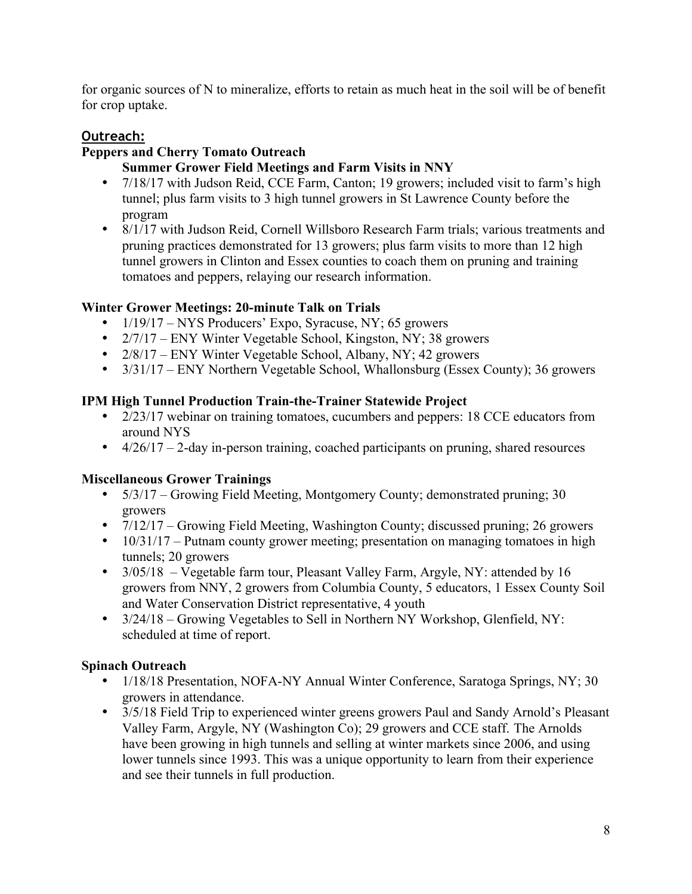for organic sources of N to mineralize, efforts to retain as much heat in the soil will be of benefit for crop uptake.

## Outreach:

### Peppers and Cherry Tomato Outreach

#### Summer Grower Field Meetings and Farm Visits in NNY

- 7/18/17 with Judson Reid, CCE Farm, Canton; 19 growers; included visit to farm's high tunnel; plus farm visits to 3 high tunnel growers in St Lawrence County before the program
- 8/1/17 with Judson Reid, Cornell Willsboro Research Farm trials; various treatments and pruning practices demonstrated for 13 growers; plus farm visits to more than 12 high tunnel growers in Clinton and Essex counties to coach them on pruning and training tomatoes and peppers, relaying our research information.

### Winter Grower Meetings: 20-minute Talk on Trials

- 1/19/17 – NYS Producers' Expo, Syracuse, NY; 65 growers
- 2/7/17 – ENY Winter Vegetable School, Kingston, NY; 38 growers
- 2/8/17 – ENY Winter Vegetable School, Albany, NY; 42 growers
- 3/31/17 – ENY Northern Vegetable School, Whallonsburg (Essex County); 36 growers

### IPM High Tunnel Production Train-the-Trainer Statewide Project

- 2/23/17 webinar on training tomatoes, cucumbers and peppers: 18 CCE educators from around NYS
- 4/26/17 – 2-day in-person training, coached participants on pruning, shared resources

### Miscellaneous Grower Trainings

- 5/3/17 – Growing Field Meeting, Montgomery County; demonstrated pruning; 30 growers
- 7/12/17 – Growing Field Meeting, Washington County; discussed pruning; 26 growers
- 10/31/17 – Putnam county grower meeting; presentation on managing tomatoes in high tunnels; 20 growers
- 3/05/18 – Vegetable farm tour, Pleasant Valley Farm, Argyle, NY: attended by 16 growers from NNY, 2 growers from Columbia County, 5 educators, 1 Essex County Soil and Water Conservation District representative, 4 youth
- 3/24/18 – Growing Vegetables to Sell in Northern NY Workshop, Glenfield, NY: scheduled at time of report.

### Spinach Outreach

- 1/18/18 Presentation, NOFA-NY Annual Winter Conference, Saratoga Springs, NY; 30 growers in attendance.
- 3/5/18 Field Trip to experienced winter greens growers Paul and Sandy Arnold's Pleasant Valley Farm, Argyle, NY (Washington Co); 29 growers and CCE staff. The Arnolds have been growing in high tunnels and selling at winter markets since 2006, and using lower tunnels since 1993. This was a unique opportunity to learn from their experience and see their tunnels in full production.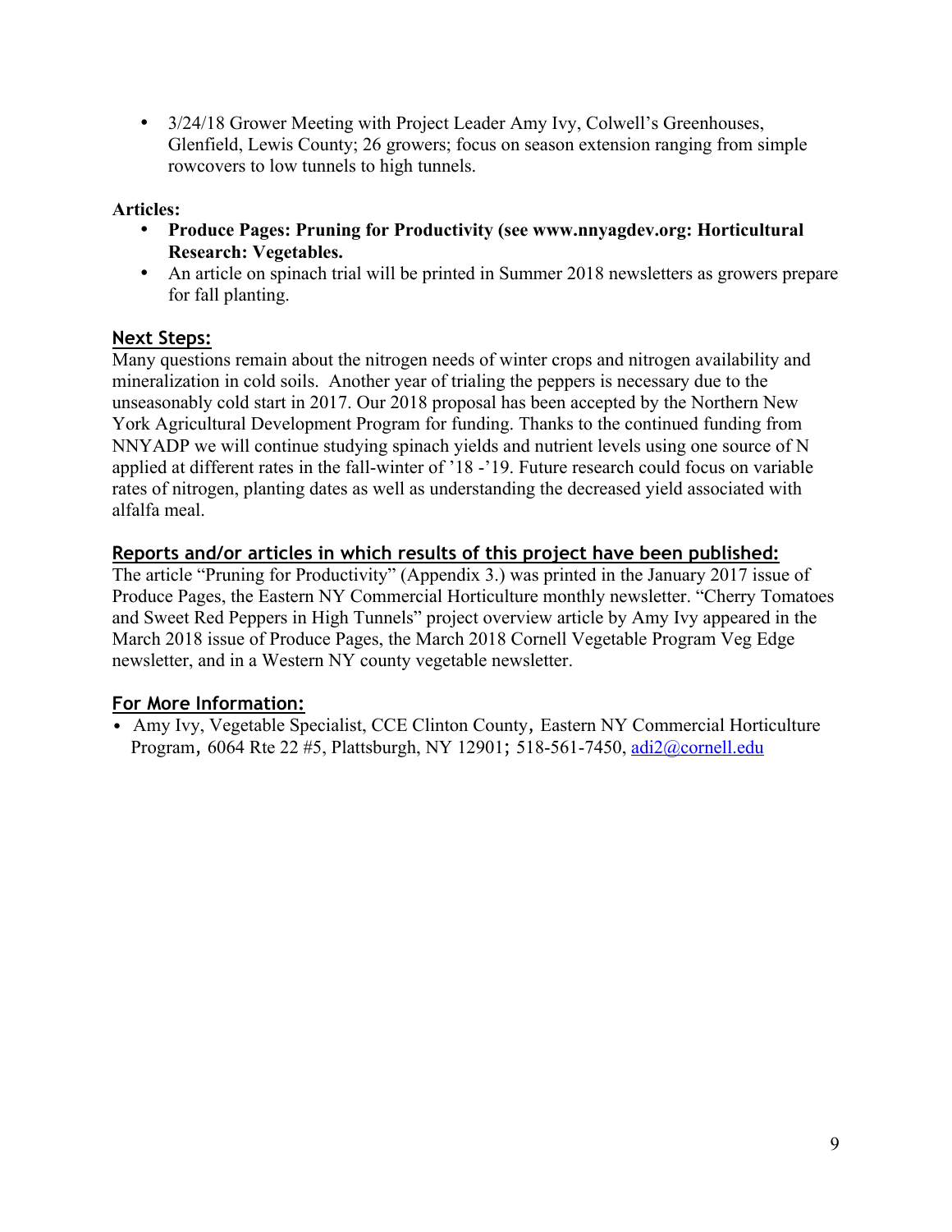- 3/24/18 Grower Meeting with Project Leader Amy Ivy, Colwell's Greenhouses, Glenfield, Lewis County; 26 growers; focus on season extension ranging from simple rowcovers to low tunnels to high tunnels.

**Articles:**

- **Produce Pages: Pruning for Productivity (see www.nnyagdev.org: Horticultural Research: Vegetables.**
- An article on spinach trial will be printed in Summer 2018 newsletters as growers prepare for fall planting.

## Next Steps:

Many questions remain about the nitrogen needs of winter crops and nitrogen availability and mineralization in cold soils. Another year of trialing the peppers is necessary due to the unseasonably cold start in 2017. Our 2018 proposal has been accepted by the Northern New York Agricultural Development Program for funding. Thanks to the continued funding from NNYADP we will continue studying spinach yields and nutrient levels using one source of N applied at different rates in the fall-winter of '18 -'19. Future research could focus on variable rates of nitrogen, planting dates as well as understanding the decreased yield associated with alfalfa meal.

## Reports and/or articles in which results of this project have been published:

The article "Pruning for Productivity" (Appendix 3.) was printed in the January 2017 issue of Produce Pages, the Eastern NY Commercial Horticulture monthly newsletter. "Cherry Tomatoes and Sweet Red Peppers in High Tunnels" project overview article by Amy Ivy appeared in the March 2018 issue of Produce Pages, the March 2018 Cornell Vegetable Program Veg Edge newsletter, and in a Western NY county vegetable newsletter.

## For More Information:

- Amy Ivy, Vegetable Specialist, CCE Clinton County, Eastern NY Commercial Horticulture Program, 6064 Rte 22 #5, Plattsburgh, NY 12901; 518-561-7450, adi2@cornell.edu